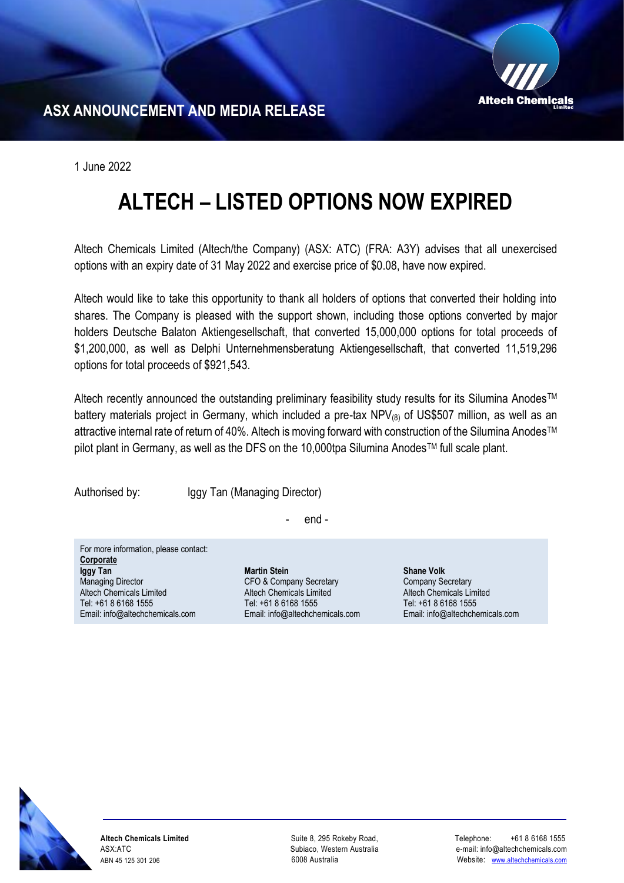ASX ANNOUNCEMENT AND MEDIA RELEASE

1 June 2022

# ALTECH – LISTED OPTIONS NOW EXPIRED

Altech Chemicals Limited (Altech/the Company) (ASX: ATC) (FRA: A3Y) advises that all unexercised options with an expiry date of 31 May 2022 and exercise price of $0.08, have now expired.

Altech would like to take this opportunity to thank all holders of options that converted their holding into shares. The Company is pleased with the support shown, including those options converted by major holders Deutsche Balaton Aktiengesellschaft, that converted 15,000,000 options for total proceeds of $1,200,000, as well as Delphi Unternehmensberatung Aktiengesellschaft, that converted 11,519,296 options for total proceeds of $921,543.

Altech recently announced the outstanding preliminary feasibility study results for its Silumina Anodes™ battery materials project in Germany, which included a pre-tax $NPV_{(8)}$ of US$507 million, as well as an attractive internal rate of return of 40%. Altech is moving forward with construction of the Silumina Anodes™ pilot plant in Germany, as well as the DFS on the 10,000tpa Silumina Anodes™ full scale plant.

Authorised by: Iggy Tan (Managing Director)

\- end -

For more information, please contact:

**Corporate**

**Iggy Tan**
Managing Director
Altech Chemicals Limited
Tel: +61 8 6168 1555
Email: info@altechchemicals.com

**Martin Stein**
CFO & Company Secretary
Altech Chemicals Limited
Tel: +61 8 6168 1555
Email: info@altechchemicals.com

**Shane Volk**
Company Secretary
Altech Chemicals Limited
Tel: +61 8 6168 1555
Email: info@altechchemicals.com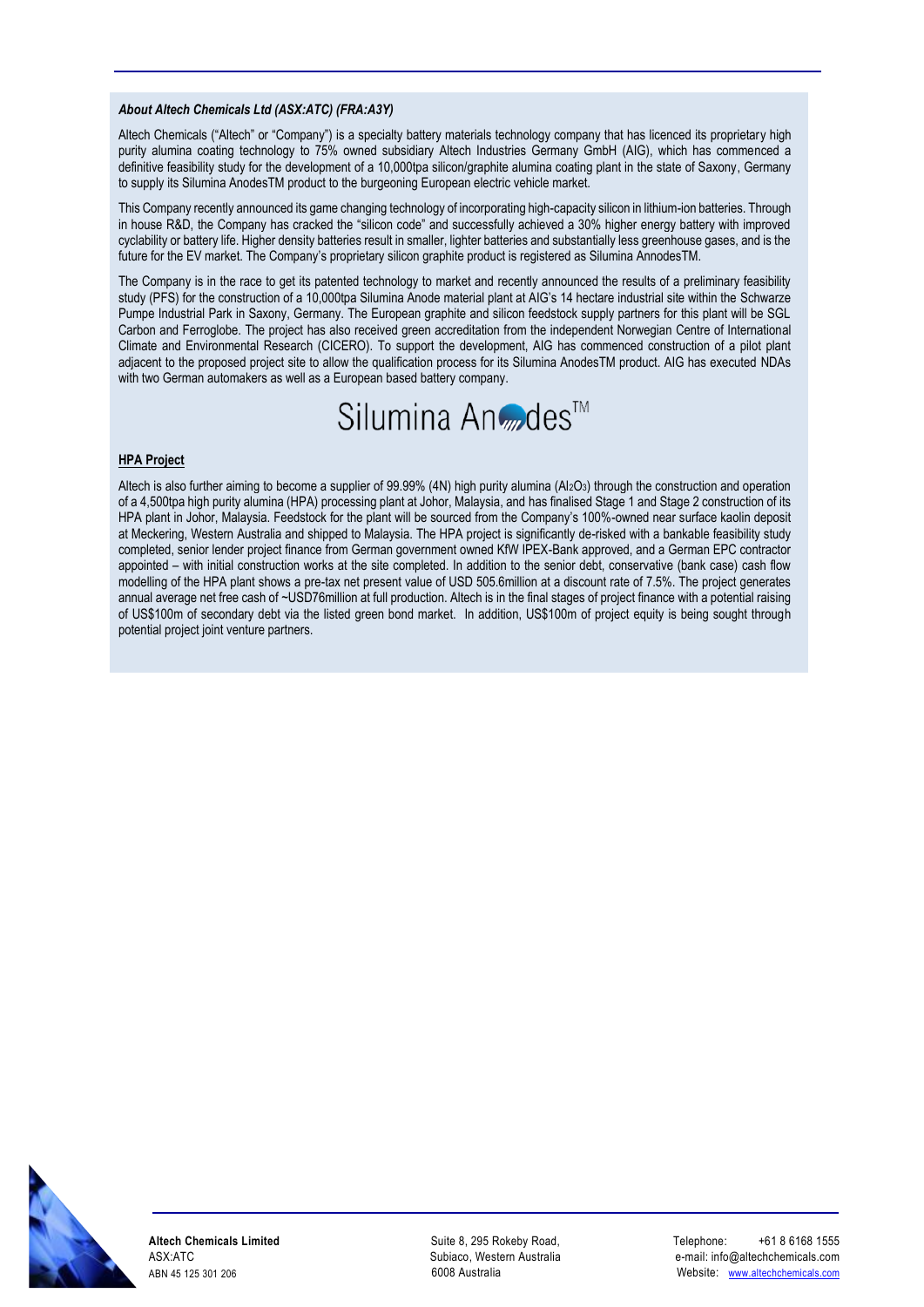***About Altech Chemicals Ltd (ASX:ATC) (FRA:A3Y)***

Altech Chemicals ("Altech" or "Company") is a specialty battery materials technology company that has licenced its proprietary high purity alumina coating technology to 75% owned subsidiary Altech Industries Germany GmbH (AIG), which has commenced a definitive feasibility study for the development of a 10,000tpa silicon/graphite alumina coating plant in the state of Saxony, Germany to supply its Silumina AnodesTM product to the burgeoning European electric vehicle market.

This Company recently announced its game changing technology of incorporating high-capacity silicon in lithium-ion batteries. Through in house R&D, the Company has cracked the "silicon code" and successfully achieved a 30% higher energy battery with improved cyclability or battery life. Higher density batteries result in smaller, lighter batteries and substantially less greenhouse gases, and is the future for the EV market. The Company's proprietary silicon graphite product is registered as Silumina AnnodesTM.

The Company is in the race to get its patented technology to market and recently announced the results of a preliminary feasibility study (PFS) for the construction of a 10,000tpa Silumina Anode material plant at AIG's 14 hectare industrial site within the Schwarze Pumpe Industrial Park in Saxony, Germany. The European graphite and silicon feedstock supply partners for this plant will be SGL Carbon and Ferroglobe. The project has also received green accreditation from the independent Norwegian Centre of International Climate and Environmental Research (CICERO). To support the development, AIG has commenced construction of a pilot plant adjacent to the proposed project site to allow the qualification process for its Silumina AnodesTM product. AIG has executed NDAs with two German automakers as well as a European based battery company.

Silumina Anodes™

**HPA Project**

Altech is also further aiming to become a supplier of 99.99% (4N) high purity alumina ($Al_2O_3$) through the construction and operation of a 4,500tpa high purity alumina (HPA) processing plant at Johor, Malaysia, and has finalised Stage 1 and Stage 2 construction of its HPA plant in Johor, Malaysia. Feedstock for the plant will be sourced from the Company's 100%-owned near surface kaolin deposit at Meckering, Western Australia and shipped to Malaysia. The HPA project is significantly de-risked with a bankable feasibility study completed, senior lender project finance from German government owned KfW IPEX-Bank approved, and a German EPC contractor appointed – with initial construction works at the site completed. In addition to the senior debt, conservative (bank case) cash flow modelling of the HPA plant shows a pre-tax net present value of USD 505.6million at a discount rate of 7.5%. The project generates annual average net free cash of ~USD76million at full production. Altech is in the final stages of project finance with a potential raising of US$100m of secondary debt via the listed green bond market. In addition, US$100m of project equity is being sought through potential project joint venture partners.